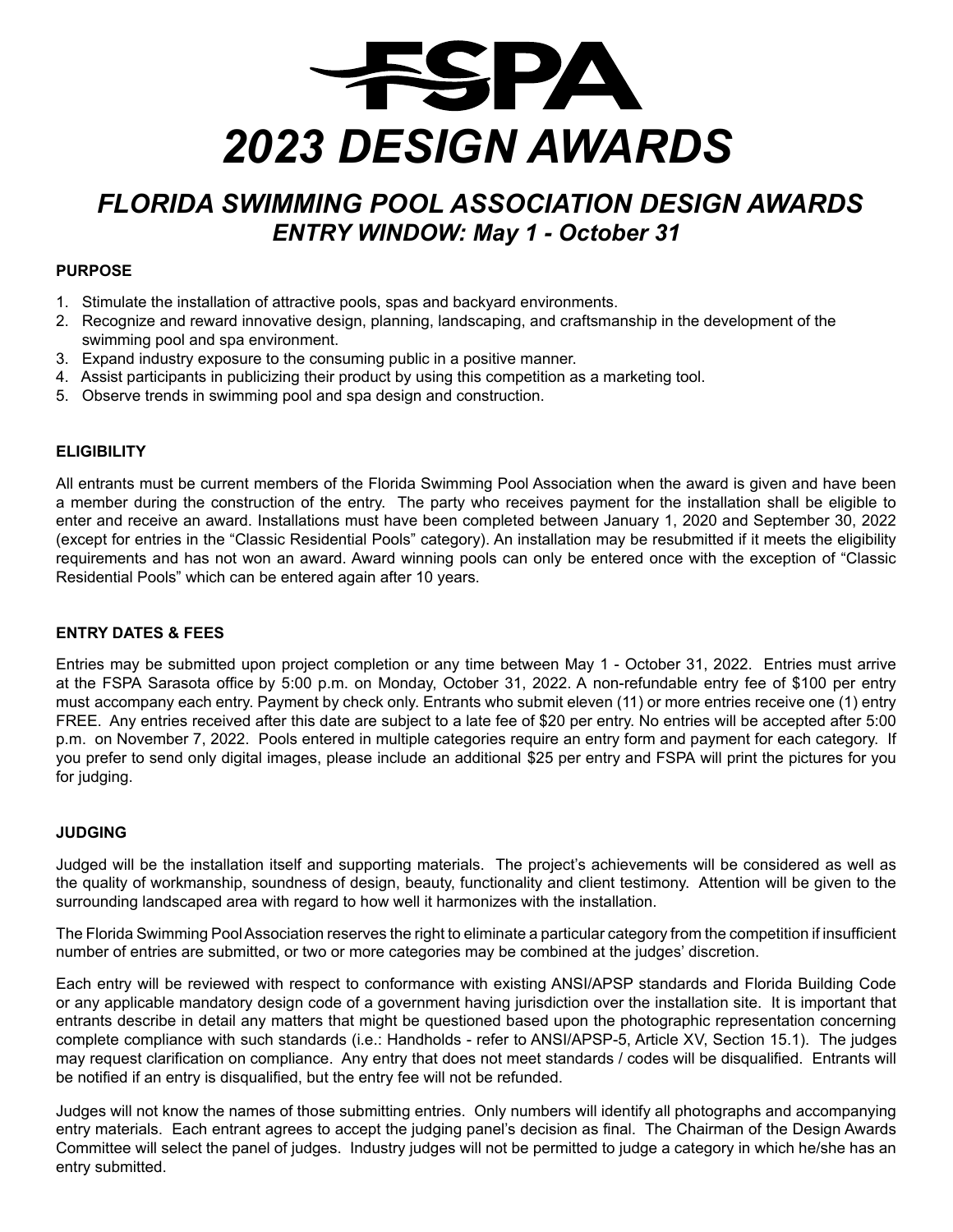# FSPA

# *2023 DESIGN AWARDS*

## *FLORIDA SWIMMING POOL ASSOCIATION DESIGN AWARDS*
## *ENTRY WINDOW: May 1 - October 31*

**PURPOSE**

1. Stimulate the installation of attractive pools, spas and backyard environments.
2. Recognize and reward innovative design, planning, landscaping, and craftsmanship in the development of the swimming pool and spa environment.
3. Expand industry exposure to the consuming public in a positive manner.
4. Assist participants in publicizing their product by using this competition as a marketing tool.
5. Observe trends in swimming pool and spa design and construction.

**ELIGIBILITY**

All entrants must be current members of the Florida Swimming Pool Association when the award is given and have been a member during the construction of the entry. The party who receives payment for the installation shall be eligible to enter and receive an award. Installations must have been completed between January 1, 2020 and September 30, 2022 (except for entries in the "Classic Residential Pools" category). An installation may be resubmitted if it meets the eligibility requirements and has not won an award. Award winning pools can only be entered once with the exception of "Classic Residential Pools" which can be entered again after 10 years.

**ENTRY DATES & FEES**

Entries may be submitted upon project completion or any time between May 1 - October 31, 2022. Entries must arrive at the FSPA Sarasota office by 5:00 p.m. on Monday, October 31, 2022. A non-refundable entry fee of $100 per entry must accompany each entry. Payment by check only. Entrants who submit eleven (11) or more entries receive one (1) entry FREE. Any entries received after this date are subject to a late fee of $20 per entry. No entries will be accepted after 5:00 p.m. on November 7, 2022. Pools entered in multiple categories require an entry form and payment for each category. If you prefer to send only digital images, please include an additional $25 per entry and FSPA will print the pictures for you for judging.

**JUDGING**

Judged will be the installation itself and supporting materials. The project's achievements will be considered as well as the quality of workmanship, soundness of design, beauty, functionality and client testimony. Attention will be given to the surrounding landscaped area with regard to how well it harmonizes with the installation.

The Florida Swimming Pool Association reserves the right to eliminate a particular category from the competition if insufficient number of entries are submitted, or two or more categories may be combined at the judges' discretion.

Each entry will be reviewed with respect to conformance with existing ANSI/APSP standards and Florida Building Code or any applicable mandatory design code of a government having jurisdiction over the installation site. It is important that entrants describe in detail any matters that might be questioned based upon the photographic representation concerning complete compliance with such standards (i.e.: Handholds - refer to ANSI/APSP-5, Article XV, Section 15.1). The judges may request clarification on compliance. Any entry that does not meet standards / codes will be disqualified. Entrants will be notified if an entry is disqualified, but the entry fee will not be refunded.

Judges will not know the names of those submitting entries. Only numbers will identify all photographs and accompanying entry materials. Each entrant agrees to accept the judging panel's decision as final. The Chairman of the Design Awards Committee will select the panel of judges. Industry judges will not be permitted to judge a category in which he/she has an entry submitted.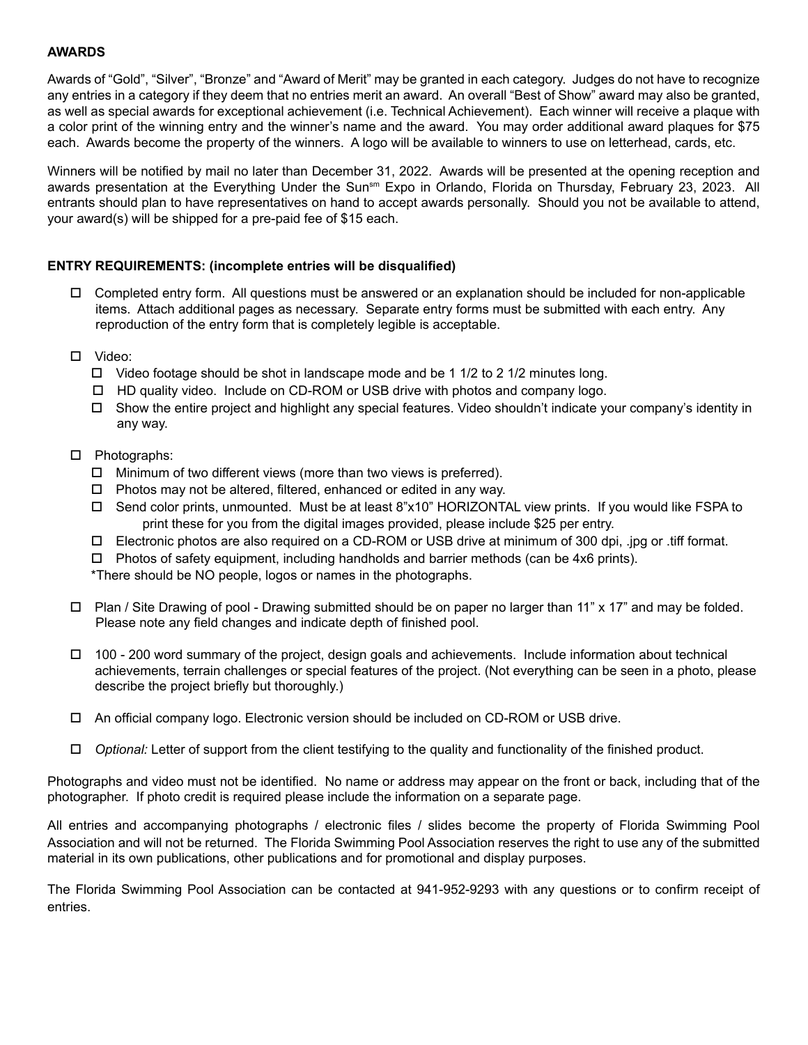**AWARDS**

Awards of "Gold", "Silver", "Bronze" and "Award of Merit" may be granted in each category. Judges do not have to recognize any entries in a category if they deem that no entries merit an award. An overall "Best of Show" award may also be granted, as well as special awards for exceptional achievement (i.e. Technical Achievement). Each winner will receive a plaque with a color print of the winning entry and the winner's name and the award. You may order additional award plaques for $75 each. Awards become the property of the winners. A logo will be available to winners to use on letterhead, cards, etc.

Winners will be notified by mail no later than December 31, 2022. Awards will be presented at the opening reception and awards presentation at the Everything Under the Sun[sm] Expo in Orlando, Florida on Thursday, February 23, 2023. All entrants should plan to have representatives on hand to accept awards personally. Should you not be available to attend, your award(s) will be shipped for a pre-paid fee of $15 each.

**ENTRY REQUIREMENTS: (incomplete entries will be disqualified)**

- ☐ Completed entry form. All questions must be answered or an explanation should be included for non-applicable items. Attach additional pages as necessary. Separate entry forms must be submitted with each entry. Any reproduction of the entry form that is completely legible is acceptable.

- ☐ Video:
  - ☐ Video footage should be shot in landscape mode and be 1 1/2 to 2 1/2 minutes long.
  - ☐ HD quality video. Include on CD-ROM or USB drive with photos and company logo.
  - ☐ Show the entire project and highlight any special features. Video shouldn't indicate your company's identity in any way.

- ☐ Photographs:
  - ☐ Minimum of two different views (more than two views is preferred).
  - ☐ Photos may not be altered, filtered, enhanced or edited in any way.
  - ☐ Send color prints, unmounted. Must be at least 8"x10" HORIZONTAL view prints. If you would like FSPA to print these for you from the digital images provided, please include $25 per entry.
  - ☐ Electronic photos are also required on a CD-ROM or USB drive at minimum of 300 dpi, .jpg or .tiff format.
  - ☐ Photos of safety equipment, including handholds and barrier methods (can be 4x6 prints).

  *There should be NO people, logos or names in the photographs.

- ☐ Plan / Site Drawing of pool - Drawing submitted should be on paper no larger than 11" x 17" and may be folded. Please note any field changes and indicate depth of finished pool.

- ☐ 100 - 200 word summary of the project, design goals and achievements. Include information about technical achievements, terrain challenges or special features of the project. (Not everything can be seen in a photo, please describe the project briefly but thoroughly.)

- ☐ An official company logo. Electronic version should be included on CD-ROM or USB drive.

- ☐ *Optional:* Letter of support from the client testifying to the quality and functionality of the finished product.

Photographs and video must not be identified. No name or address may appear on the front or back, including that of the photographer. If photo credit is required please include the information on a separate page.

All entries and accompanying photographs / electronic files / slides become the property of Florida Swimming Pool Association and will not be returned. The Florida Swimming Pool Association reserves the right to use any of the submitted material in its own publications, other publications and for promotional and display purposes.

The Florida Swimming Pool Association can be contacted at 941-952-9293 with any questions or to confirm receipt of entries.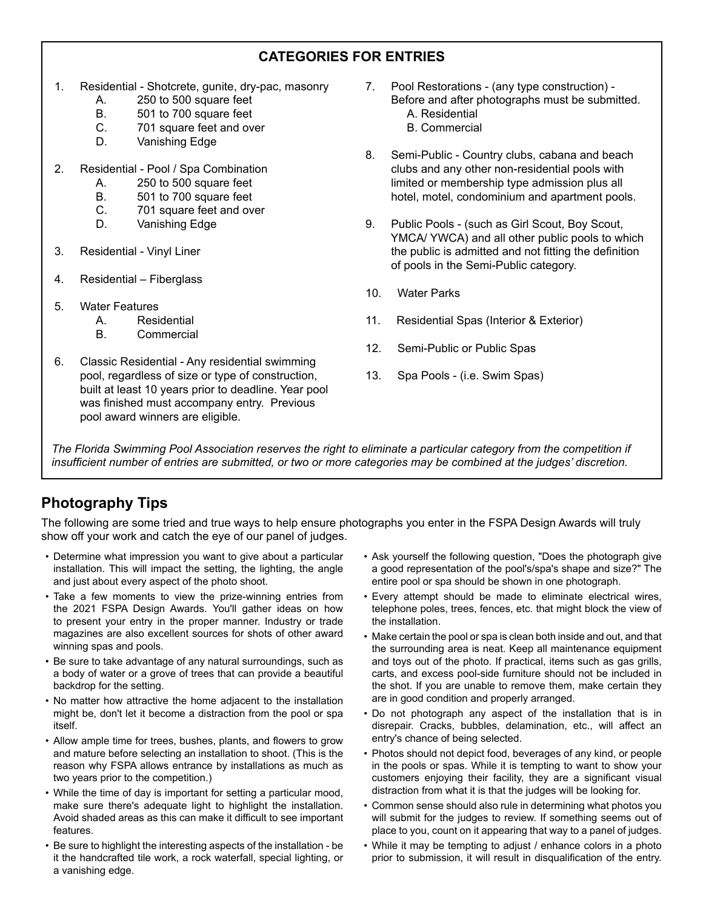## CATEGORIES FOR ENTRIES

1. Residential - Shotcrete, gunite, dry-pac, masonry
   - A. 250 to 500 square feet
   - B. 501 to 700 square feet
   - C. 701 square feet and over
   - D. Vanishing Edge
2. Residential - Pool / Spa Combination
   - A. 250 to 500 square feet
   - B. 501 to 700 square feet
   - C. 701 square feet and over
   - D. Vanishing Edge
3. Residential - Vinyl Liner
4. Residential – Fiberglass
5. Water Features
   - A. Residential
   - B. Commercial
6. Classic Residential - Any residential swimming pool, regardless of size or type of construction, built at least 10 years prior to deadline. Year pool was finished must accompany entry. Previous pool award winners are eligible.
7. Pool Restorations - (any type construction) - Before and after photographs must be submitted.
   - A. Residential
   - B. Commercial
8. Semi-Public - Country clubs, cabana and beach clubs and any other non-residential pools with limited or membership type admission plus all hotel, motel, condominium and apartment pools.
9. Public Pools - (such as Girl Scout, Boy Scout, YMCA/ YWCA) and all other public pools to which the public is admitted and not fitting the definition of pools in the Semi-Public category.
10. Water Parks
11. Residential Spas (Interior & Exterior)
12. Semi-Public or Public Spas
13. Spa Pools - (i.e. Swim Spas)

*The Florida Swimming Pool Association reserves the right to eliminate a particular category from the competition if insufficient number of entries are submitted, or two or more categories may be combined at the judges' discretion.*

## Photography Tips

The following are some tried and true ways to help ensure photographs you enter in the FSPA Design Awards will truly show off your work and catch the eye of our panel of judges.

- Determine what impression you want to give about a particular installation. This will impact the setting, the lighting, the angle and just about every aspect of the photo shoot.
- Take a few moments to view the prize-winning entries from the 2021 FSPA Design Awards. You'll gather ideas on how to present your entry in the proper manner. Industry or trade magazines are also excellent sources for shots of other award winning spas and pools.
- Be sure to take advantage of any natural surroundings, such as a body of water or a grove of trees that can provide a beautiful backdrop for the setting.
- No matter how attractive the home adjacent to the installation might be, don't let it become a distraction from the pool or spa itself.
- Allow ample time for trees, bushes, plants, and flowers to grow and mature before selecting an installation to shoot. (This is the reason why FSPA allows entrance by installations as much as two years prior to the competition.)
- While the time of day is important for setting a particular mood, make sure there's adequate light to highlight the installation. Avoid shaded areas as this can make it difficult to see important features.
- Be sure to highlight the interesting aspects of the installation - be it the handcrafted tile work, a rock waterfall, special lighting, or a vanishing edge.
- Ask yourself the following question, "Does the photograph give a good representation of the pool's/spa's shape and size?" The entire pool or spa should be shown in one photograph.
- Every attempt should be made to eliminate electrical wires, telephone poles, trees, fences, etc. that might block the view of the installation.
- Make certain the pool or spa is clean both inside and out, and that the surrounding area is neat. Keep all maintenance equipment and toys out of the photo. If practical, items such as gas grills, carts, and excess pool-side furniture should not be included in the shot. If you are unable to remove them, make certain they are in good condition and properly arranged.
- Do not photograph any aspect of the installation that is in disrepair. Cracks, bubbles, delamination, etc., will affect an entry's chance of being selected.
- Photos should not depict food, beverages of any kind, or people in the pools or spas. While it is tempting to want to show your customers enjoying their facility, they are a significant visual distraction from what it is that the judges will be looking for.
- Common sense should also rule in determining what photos you will submit for the judges to review. If something seems out of place to you, count on it appearing that way to a panel of judges.
- While it may be tempting to adjust / enhance colors in a photo prior to submission, it will result in disqualification of the entry.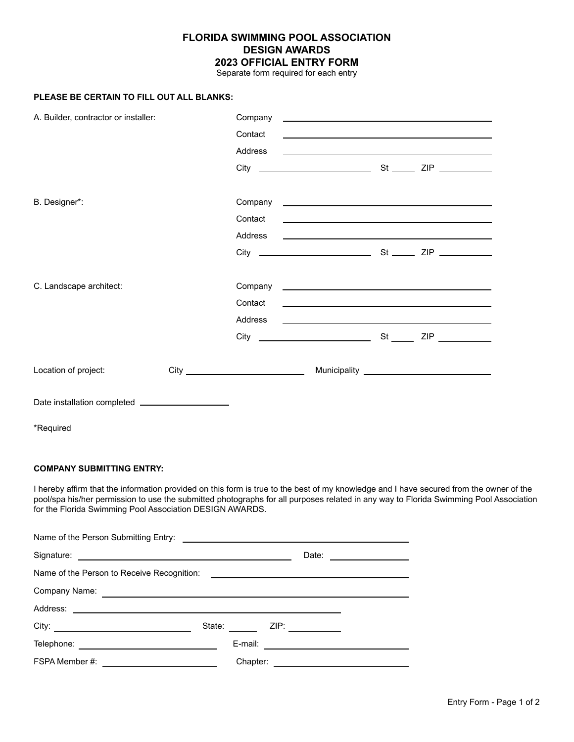# FLORIDA SWIMMING POOL ASSOCIATION
# DESIGN AWARDS
# 2023 OFFICIAL ENTRY FORM

Separate form required for each entry

**PLEASE BE CERTAIN TO FILL OUT ALL BLANKS:**

A. Builder, contractor or installer:

Company ______________________________

Contact ______________________________

Address ______________________________

City ____________________ St _____ ZIP __________

B. Designer*:

Company ______________________________

Contact ______________________________

Address ______________________________

City ____________________ St _____ ZIP __________

C. Landscape architect:

Company ______________________________

Contact ______________________________

Address ______________________________

City ____________________ St _____ ZIP __________

Location of project: City ____________________ Municipality ____________________

Date installation completed ________________

*Required

**COMPANY SUBMITTING ENTRY:**

I hereby affirm that the information provided on this form is true to the best of my knowledge and I have secured from the owner of the pool/spa his/her permission to use the submitted photographs for all purposes related in any way to Florida Swimming Pool Association for the Florida Swimming Pool Association DESIGN AWARDS.

Name of the Person Submitting Entry: ______________________________

Signature: ______________________________ Date: ______________

Name of the Person to Receive Recognition: ______________________________

Company Name: ______________________________

Address: ______________________________

City: ____________________ State: ______ ZIP: __________

Telephone: ____________________ E-mail: ____________________

FSPA Member #: ____________________ Chapter: ____________________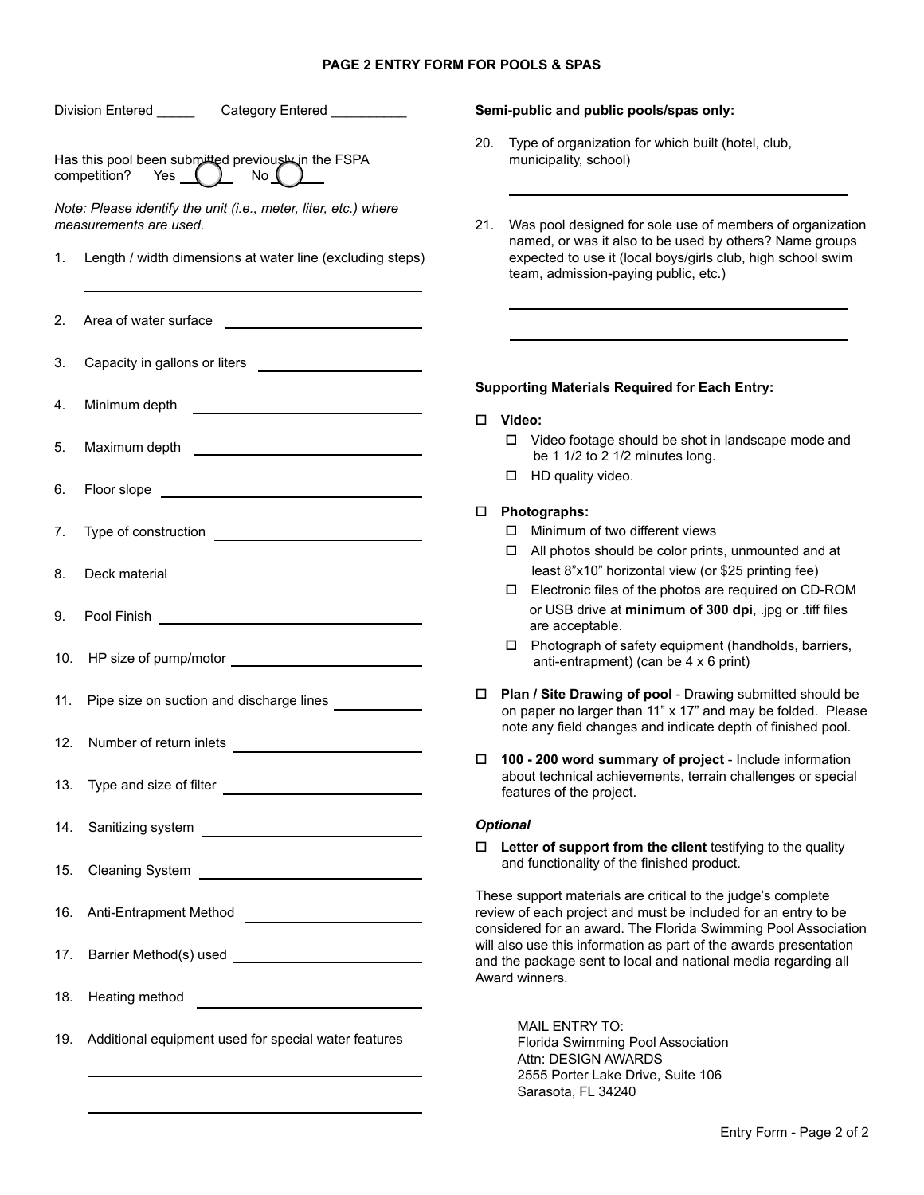## PAGE 2 ENTRY FORM FOR POOLS & SPAS

Division Entered _____ Category Entered __________

Has this pool been submitted previously in the FSPA competition? Yes _____ No _____

*Note: Please identify the unit (i.e., meter, liter, etc.) where measurements are used.*

1. Length / width dimensions at water line (excluding steps) ____________________
2. Area of water surface ____________________
3. Capacity in gallons or liters ____________________
4. Minimum depth ____________________
5. Maximum depth ____________________
6. Floor slope ____________________
7. Type of construction ____________________
8. Deck material ____________________
9. Pool Finish ____________________
10. HP size of pump/motor ____________________
11. Pipe size on suction and discharge lines ____________________
12. Number of return inlets ____________________
13. Type and size of filter ____________________
14. Sanitizing system ____________________
15. Cleaning System ____________________
16. Anti-Entrapment Method ____________________
17. Barrier Method(s) used ____________________
18. Heating method ____________________
19. Additional equipment used for special water features ____________________

**Semi-public and public pools/spas only:**

20. Type of organization for which built (hotel, club, municipality, school) ____________________
21. Was pool designed for sole use of members of organization named, or was it also to be used by others? Name groups expected to use it (local boys/girls club, high school swim team, admission-paying public, etc.) ____________________

**Supporting Materials Required for Each Entry:**

- ☐ **Video:**
  - ☐ Video footage should be shot in landscape mode and be 1 1/2 to 2 1/2 minutes long.
  - ☐ HD quality video.
- ☐ **Photographs:**
  - ☐ Minimum of two different views
  - ☐ All photos should be color prints, unmounted and at least 8”x10” horizontal view (or $25 printing fee)
  - ☐ Electronic files of the photos are required on CD-ROM or USB drive at **minimum of 300 dpi**, .jpg or .tiff files are acceptable.
  - ☐ Photograph of safety equipment (handholds, barriers, anti-entrapment) (can be 4 x 6 print)
- ☐ **Plan / Site Drawing of pool** - Drawing submitted should be on paper no larger than 11” x 17” and may be folded. Please note any field changes and indicate depth of finished pool.
- ☐ **100 - 200 word summary of project** - Include information about technical achievements, terrain challenges or special features of the project.

***Optional***

- ☐ **Letter of support from the client** testifying to the quality and functionality of the finished product.

These support materials are critical to the judge’s complete review of each project and must be included for an entry to be considered for an award. The Florida Swimming Pool Association will also use this information as part of the awards presentation and the package sent to local and national media regarding all Award winners.

MAIL ENTRY TO:
Florida Swimming Pool Association
Attn: DESIGN AWARDS
2555 Porter Lake Drive, Suite 106
Sarasota, FL 34240